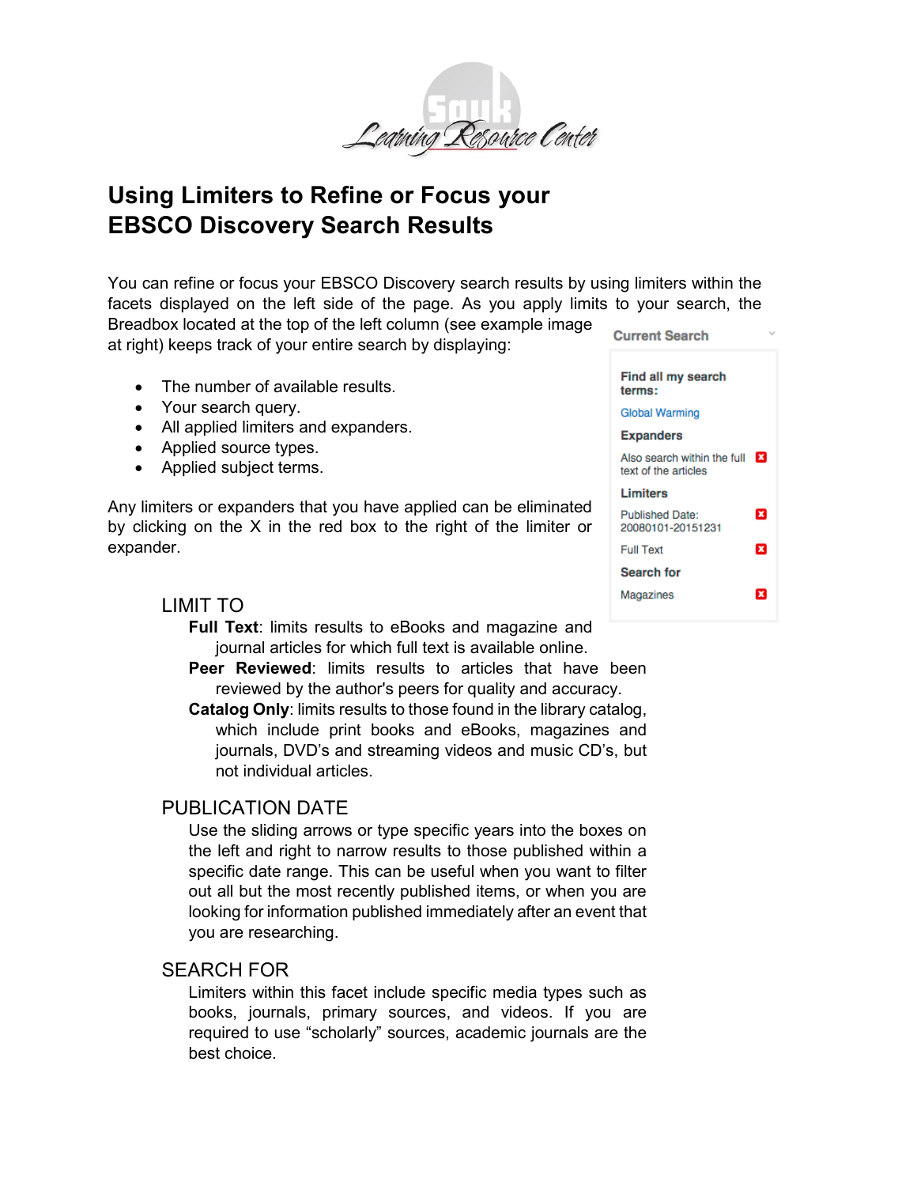# Using Limiters to Refine or Focus your EBSCO Discovery Search Results

You can refine or focus your EBSCO Discovery search results by using limiters within the facets displayed on the left side of the page. As you apply limits to your search, the Breadbox located at the top of the left column (see example image at right) keeps track of your entire search by displaying:

- The number of available results.
- Your search query.
- All applied limiters and expanders.
- Applied source types.
- Applied subject terms.

Any limiters or expanders that you have applied can be eliminated by clicking on the X in the red box to the right of the limiter or expander.

**Current Search**

**Find all my search terms:**
Global Warming

**Expanders**
Also search within the full text of the articles

**Limiters**
Published Date: 20080101-20151231
Full Text

**Search for**
Magazines

## LIMIT TO

**Full Text**: limits results to eBooks and magazine and journal articles for which full text is available online.

**Peer Reviewed**: limits results to articles that have been reviewed by the author's peers for quality and accuracy.

**Catalog Only**: limits results to those found in the library catalog, which include print books and eBooks, magazines and journals, DVD's and streaming videos and music CD's, but not individual articles.

## PUBLICATION DATE

Use the sliding arrows or type specific years into the boxes on the left and right to narrow results to those published within a specific date range. This can be useful when you want to filter out all but the most recently published items, or when you are looking for information published immediately after an event that you are researching.

## SEARCH FOR

Limiters within this facet include specific media types such as books, journals, primary sources, and videos. If you are required to use "scholarly" sources, academic journals are the best choice.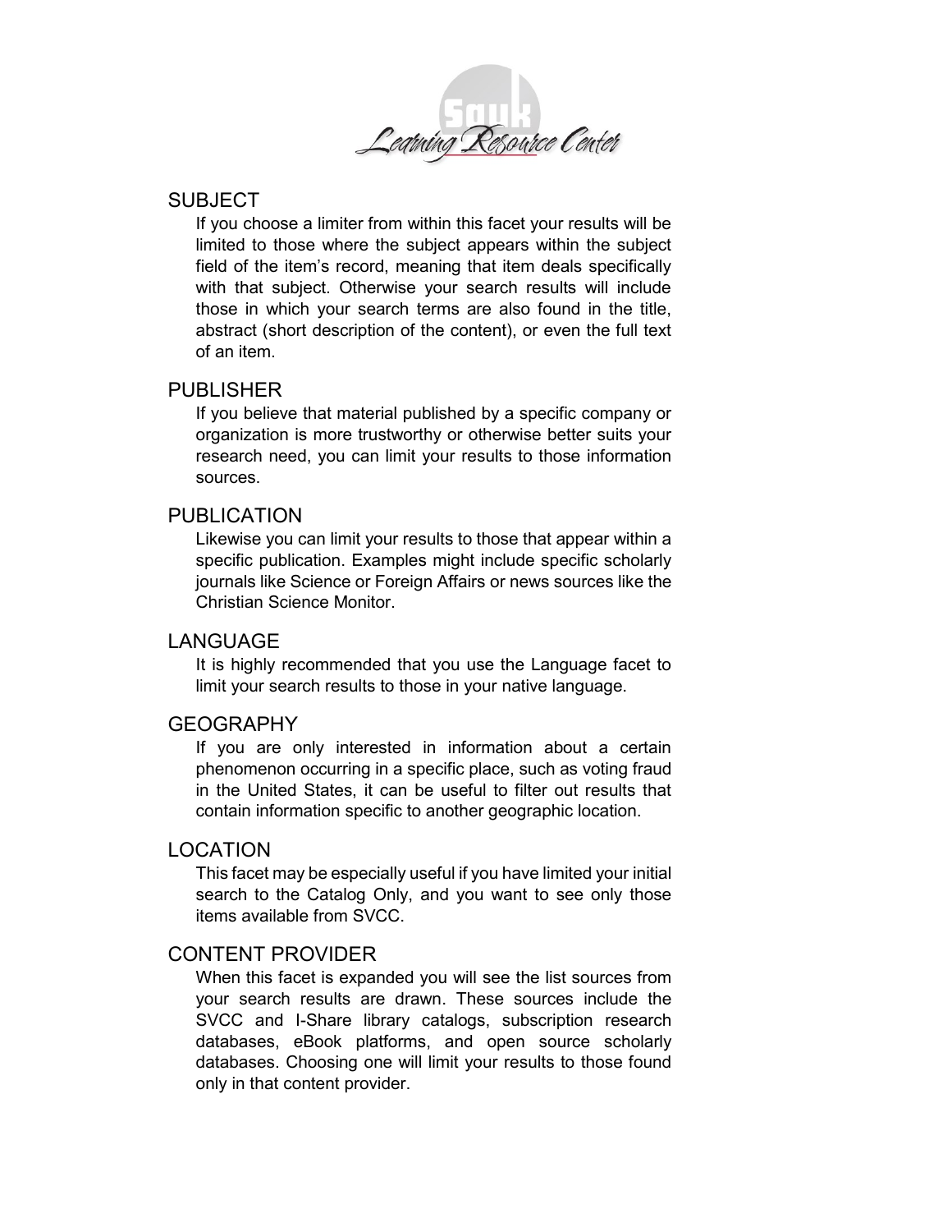## SUBJECT

If you choose a limiter from within this facet your results will be limited to those where the subject appears within the subject field of the item's record, meaning that item deals specifically with that subject. Otherwise your search results will include those in which your search terms are also found in the title, abstract (short description of the content), or even the full text of an item.

## PUBLISHER

If you believe that material published by a specific company or organization is more trustworthy or otherwise better suits your research need, you can limit your results to those information sources.

## PUBLICATION

Likewise you can limit your results to those that appear within a specific publication. Examples might include specific scholarly journals like Science or Foreign Affairs or news sources like the Christian Science Monitor.

## LANGUAGE

It is highly recommended that you use the Language facet to limit your search results to those in your native language.

## GEOGRAPHY

If you are only interested in information about a certain phenomenon occurring in a specific place, such as voting fraud in the United States, it can be useful to filter out results that contain information specific to another geographic location.

## LOCATION

This facet may be especially useful if you have limited your initial search to the Catalog Only, and you want to see only those items available from SVCC.

## CONTENT PROVIDER

When this facet is expanded you will see the list sources from your search results are drawn. These sources include the SVCC and I-Share library catalogs, subscription research databases, eBook platforms, and open source scholarly databases. Choosing one will limit your results to those found only in that content provider.